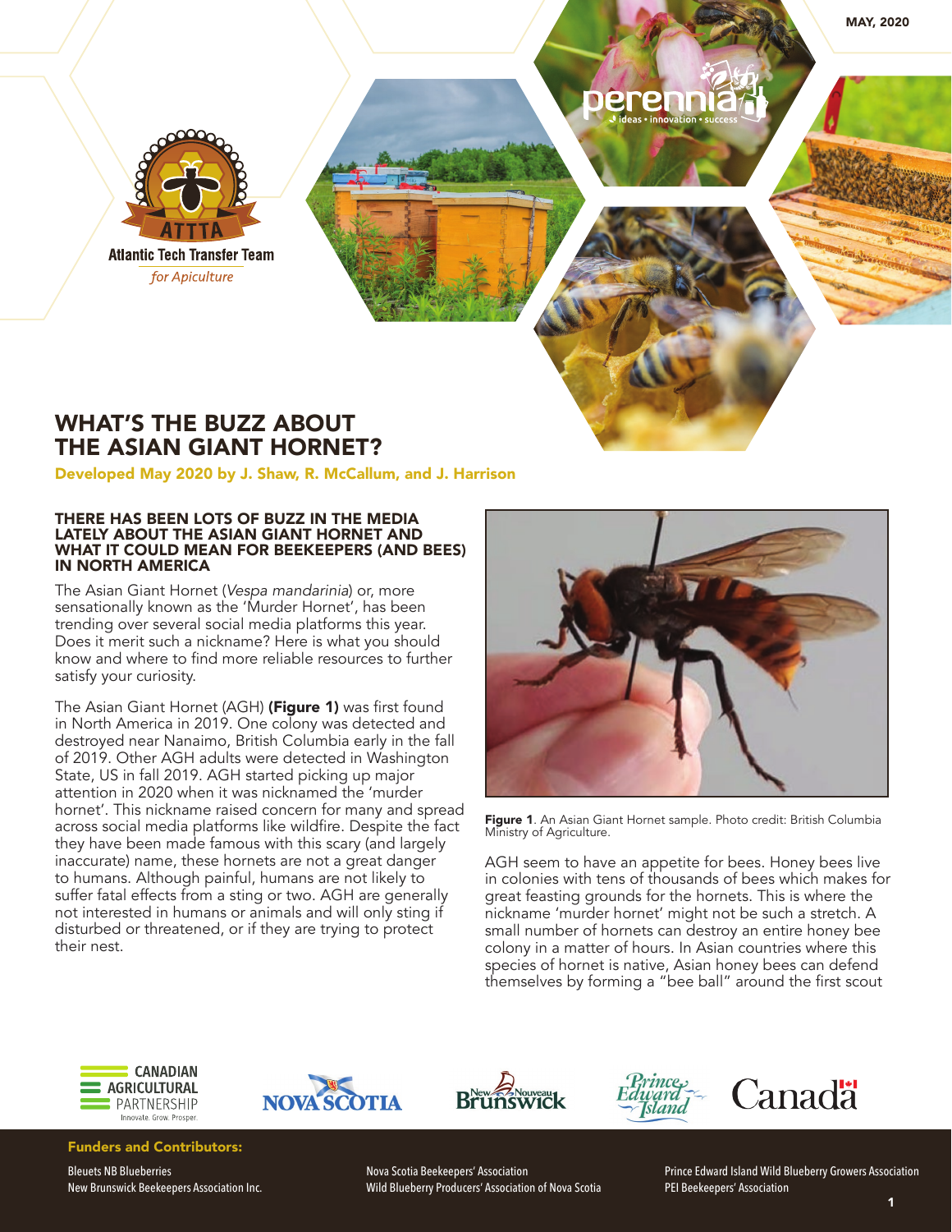# WHAT'S THE BUZZ ABOUT THE ASIAN GIANT HORNET?

**Developed May 2020 by J. Shaw, R. McCallum, and J. Harrison**

### THERE HAS BEEN LOTS OF BUZZ IN THE MEDIA LATELY ABOUT THE ASIAN GIANT HORNET AND WHAT IT COULD MEAN FOR BEEKEEPERS (AND BEES) IN NORTH AMERICA

The Asian Giant Hornet (*Vespa mandarinia*) or, more sensationally known as the 'Murder Hornet', has been trending over several social media platforms this year. Does it merit such a nickname? Here is what you should know and where to find more reliable resources to further satisfy your curiosity.

The Asian Giant Hornet (AGH) **(Figure 1)** was first found in North America in 2019. One colony was detected and destroyed near Nanaimo, British Columbia early in the fall of 2019. Other AGH adults were detected in Washington State, US in fall 2019. AGH started picking up major attention in 2020 when it was nicknamed the 'murder hornet'. This nickname raised concern for many and spread across social media platforms like wildfire. Despite the fact they have been made famous with this scary (and largely inaccurate) name, these hornets are not a great danger to humans. Although painful, humans are not likely to suffer fatal effects from a sting or two. AGH are generally not interested in humans or animals and will only sting if disturbed or threatened, or if they are trying to protect their nest.

**Figure 1**. An Asian Giant Hornet sample. Photo credit: British Columbia Ministry of Agriculture.

AGH seem to have an appetite for bees. Honey bees live in colonies with tens of thousands of bees which makes for great feasting grounds for the hornets. This is where the nickname 'murder hornet' might not be such a stretch. A small number of hornets can destroy an entire honey bee colony in a matter of hours. In Asian countries where this species of hornet is native, Asian honey bees can defend themselves by forming a "bee ball" around the first scout

**Funders and Contributors:**

Bleuets NB Blueberries
New Brunswick Beekeepers Association Inc.
Nova Scotia Beekeepers' Association
Wild Blueberry Producers' Association of Nova Scotia
Prince Edward Island Wild Blueberry Growers Association
PEI Beekeepers' Association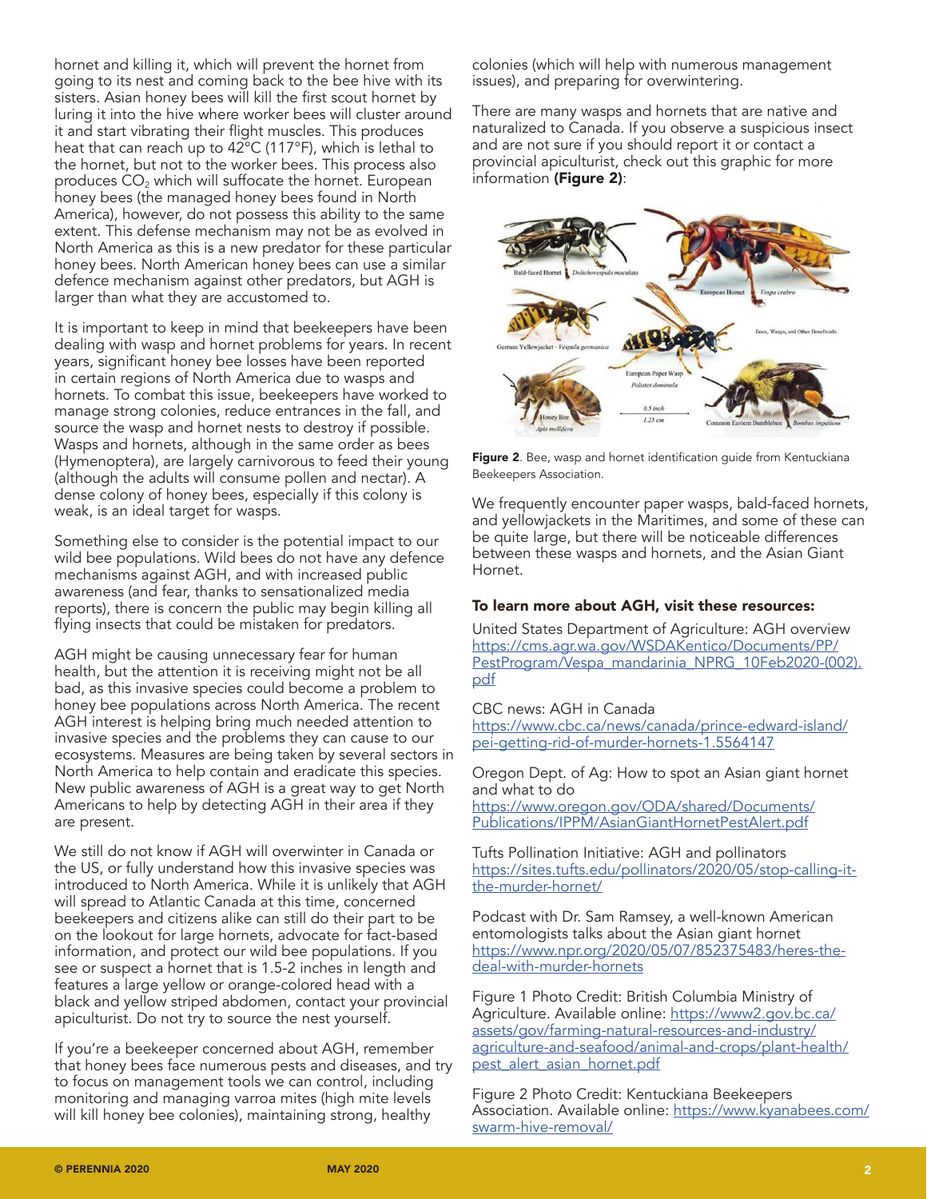hornet and killing it, which will prevent the hornet from going to its nest and coming back to the bee hive with its sisters. Asian honey bees will kill the first scout hornet by luring it into the hive where worker bees will cluster around it and start vibrating their flight muscles. This produces heat that can reach up to 42°C (117°F), which is lethal to the hornet, but not to the worker bees. This process also produces $CO_2$ which will suffocate the hornet. European honey bees (the managed honey bees found in North America), however, do not possess this ability to the same extent. This defense mechanism may not be as evolved in North America as this is a new predator for these particular honey bees. North American honey bees can use a similar defence mechanism against other predators, but AGH is larger than what they are accustomed to.

It is important to keep in mind that beekeepers have been dealing with wasp and hornet problems for years. In recent years, significant honey bee losses have been reported in certain regions of North America due to wasps and hornets. To combat this issue, beekeepers have worked to manage strong colonies, reduce entrances in the fall, and source the wasp and hornet nests to destroy if possible. Wasps and hornets, although in the same order as bees (Hymenoptera), are largely carnivorous to feed their young (although the adults will consume pollen and nectar). A dense colony of honey bees, especially if this colony is weak, is an ideal target for wasps.

Something else to consider is the potential impact to our wild bee populations. Wild bees do not have any defence mechanisms against AGH, and with increased public awareness (and fear, thanks to sensationalized media reports), there is concern the public may begin killing all flying insects that could be mistaken for predators.

AGH might be causing unnecessary fear for human health, but the attention it is receiving might not be all bad, as this invasive species could become a problem to honey bee populations across North America. The recent AGH interest is helping bring much needed attention to invasive species and the problems they can cause to our ecosystems. Measures are being taken by several sectors in North America to help contain and eradicate this species. New public awareness of AGH is a great way to get North Americans to help by detecting AGH in their area if they are present.

We still do not know if AGH will overwinter in Canada or the US, or fully understand how this invasive species was introduced to North America. While it is unlikely that AGH will spread to Atlantic Canada at this time, concerned beekeepers and citizens alike can still do their part to be on the lookout for large hornets, advocate for fact-based information, and protect our wild bee populations. If you see or suspect a hornet that is 1.5-2 inches in length and features a large yellow or orange-colored head with a black and yellow striped abdomen, contact your provincial apiculturist. Do not try to source the nest yourself.

If you're a beekeeper concerned about AGH, remember that honey bees face numerous pests and diseases, and try to focus on management tools we can control, including monitoring and managing varroa mites (high mite levels will kill honey bee colonies), maintaining strong, healthy colonies (which will help with numerous management issues), and preparing for overwintering.

There are many wasps and hornets that are native and naturalized to Canada. If you observe a suspicious insect and are not sure if you should report it or contact a provincial apiculturist, check out this graphic for more information **(Figure 2)**:

**Figure 2**. Bee, wasp and hornet identification guide from Kentuckiana Beekeepers Association.

We frequently encounter paper wasps, bald-faced hornets, and yellowjackets in the Maritimes, and some of these can be quite large, but there will be noticeable differences between these wasps and hornets, and the Asian Giant Hornet.

### To learn more about AGH, visit these resources:

United States Department of Agriculture: AGH overview
https://cms.agr.wa.gov/WSDAKentico/Documents/PP/PestProgram/Vespa_mandarinia_NPRG_10Feb2020-(002).pdf

CBC news: AGH in Canada
https://www.cbc.ca/news/canada/prince-edward-island/pei-getting-rid-of-murder-hornets-1.5564147

Oregon Dept. of Ag: How to spot an Asian giant hornet and what to do
https://www.oregon.gov/ODA/shared/Documents/Publications/IPPM/AsianGiantHornetPestAlert.pdf

Tufts Pollination Initiative: AGH and pollinators
https://sites.tufts.edu/pollinators/2020/05/stop-calling-it-the-murder-hornet/

Podcast with Dr. Sam Ramsey, a well-known American entomologists talks about the Asian giant hornet
https://www.npr.org/2020/05/07/852375483/heres-the-deal-with-murder-hornets

Figure 1 Photo Credit: British Columbia Ministry of Agriculture. Available online: https://www2.gov.bc.ca/assets/gov/farming-natural-resources-and-industry/agriculture-and-seafood/animal-and-crops/plant-health/pest_alert_asian_hornet.pdf

Figure 2 Photo Credit: Kentuckiana Beekeepers Association. Available online: https://www.kyanabees.com/swarm-hive-removal/